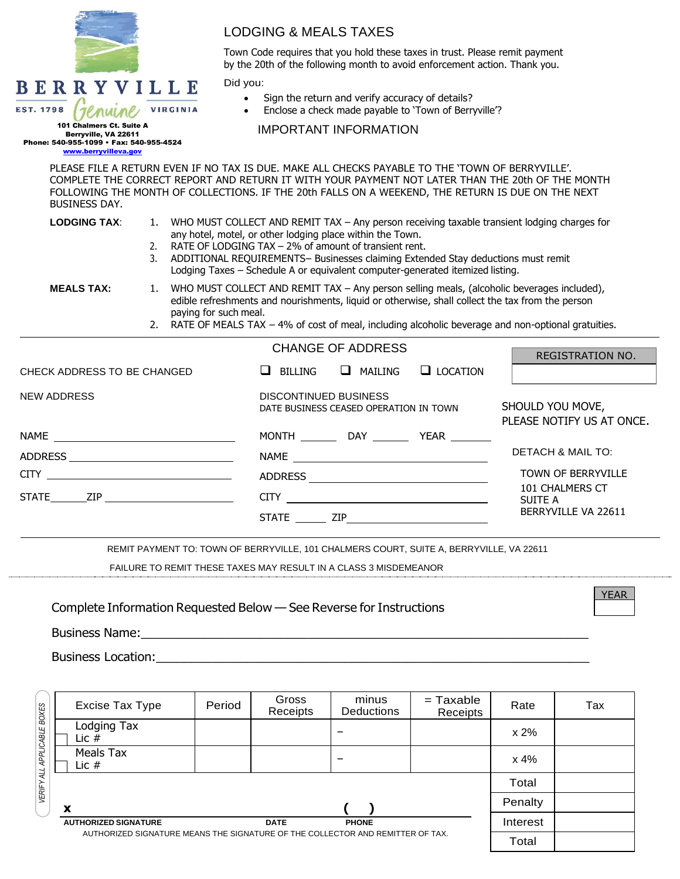**BERRYVILLE**
EST. 1798 *Genuine* VIRGINIA

**101 Chalmers Ct. Suite A**
**Berryville, VA 22611**
**Phone: 540-955-1099 • Fax: 540-955-4524**
**www.berryvilleva.gov**

## LODGING & MEALS TAXES

Town Code requires that you hold these taxes in trust. Please remit payment by the 20th of the following month to avoid enforcement action. Thank you.

Did you:

- Sign the return and verify accuracy of details?
- Enclose a check made payable to 'Town of Berryville'?

## IMPORTANT INFORMATION

PLEASE FILE A RETURN EVEN IF NO TAX IS DUE. MAKE ALL CHECKS PAYABLE TO THE 'TOWN OF BERRYVILLE'. COMPLETE THE CORRECT REPORT AND RETURN IT WITH YOUR PAYMENT NOT LATER THAN THE 20th OF THE MONTH FOLLOWING THE MONTH OF COLLECTIONS. IF THE 20th FALLS ON A WEEKEND, THE RETURN IS DUE ON THE NEXT BUSINESS DAY.

**LODGING TAX:**

1. WHO MUST COLLECT AND REMIT TAX – Any person receiving taxable transient lodging charges for any hotel, motel, or other lodging place within the Town.
2. RATE OF LODGING TAX – 2% of amount of transient rent.
3. ADDITIONAL REQUIREMENTS– Businesses claiming Extended Stay deductions must remit Lodging Taxes – Schedule A or equivalent computer-generated itemized listing.

**MEALS TAX:**

1. WHO MUST COLLECT AND REMIT TAX – Any person selling meals, (alcoholic beverages included), edible refreshments and nourishments, liquid or otherwise, shall collect the tax from the person paying for such meal.
2. RATE OF MEALS TAX – 4% of cost of meal, including alcoholic beverage and non-optional gratuities.

---

## CHANGE OF ADDRESS

CHECK ADDRESS TO BE CHANGED ☐ BILLING ☐ MAILING ☐ LOCATION

| REGISTRATION NO. |
|---|
| |

NEW ADDRESS

NAME ______________________________

ADDRESS ______________________________

CITY ______________________________

STATE______ ZIP ______________________

DISCONTINUED BUSINESS
DATE BUSINESS CEASED OPERATION IN TOWN

MONTH ______ DAY ______ YEAR ______

NAME ______________________________

ADDRESS ______________________________

CITY ______________________________

STATE ______ ZIP ______________________

SHOULD YOU MOVE, PLEASE NOTIFY US AT ONCE.

DETACH & MAIL TO:

TOWN OF BERRYVILLE
101 CHALMERS CT
SUITE A
BERRYVILLE VA 22611

---

REMIT PAYMENT TO: TOWN OF BERRYVILLE, 101 CHALMERS COURT, SUITE A, BERRYVILLE, VA 22611

FAILURE TO REMIT THESE TAXES MAY RESULT IN A CLASS 3 MISDEMEANOR

---

Complete Information Requested Below — See Reverse for Instructions

| YEAR |
|---|
| |

Business Name:______________________________________________________________

Business Location:____________________________________________________________

*VERIFY ALL APPLICABLE BOXES*

| Excise Tax Type | Period | Gross Receipts | minus Deductions | = Taxable Receipts | Rate | Tax |
|---|---|---|---|---|---|---|
| ☐ Lodging Tax Lic # | | | – | | x 2% | |
| ☐ Meals Tax Lic # | | | – | | x 4% | |
| | | | | | Total | |
| | | | | | Penalty | |
| | | | | | Interest | |
| | | | | | Total | |

**x** ______________________ ________ ( )
**AUTHORIZED SIGNATURE** **DATE** **PHONE**

AUTHORIZED SIGNATURE MEANS THE SIGNATURE OF THE COLLECTOR AND REMITTER OF TAX.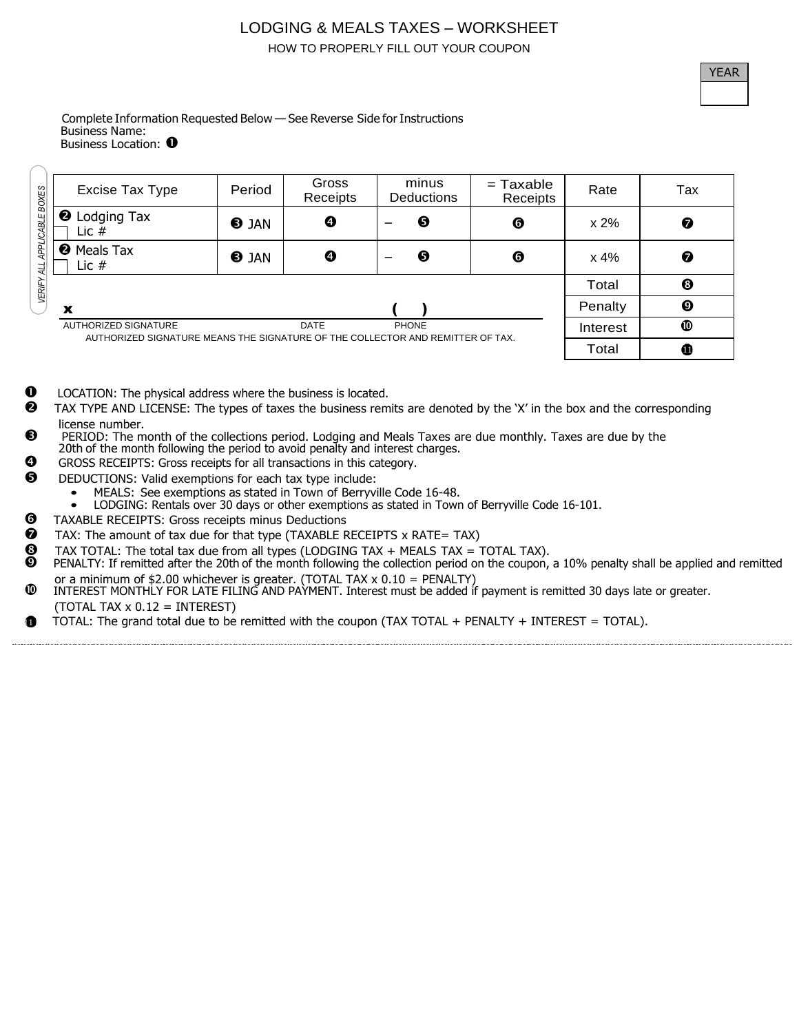# LODGING & MEALS TAXES – WORKSHEET

HOW TO PROPERLY FILL OUT YOUR COUPON

| YEAR |
| --- |
| |

Complete Information Requested Below — See Reverse Side for Instructions

Business Name:

Business Location: ❶

*VERIFY ALL APPLICABLE BOXES*

| Excise Tax Type | Period | Gross Receipts | minus Deductions | = Taxable Receipts | Rate | Tax |
| --- | --- | --- | --- | --- | --- | --- |
| ❷ Lodging Tax ☐ Lic # | ❸ JAN | ❹ | – ❺ | ❻ | x 2% | ❼ |
| ❷ Meals Tax ☐ Lic # | ❸ JAN | ❹ | – ❺ | ❻ | x 4% | ❼ |
| | | | | | Total | ❽ |
| | | | | | Penalty | ❾ |
| | | | | | Interest | ❿ |
| | | | | | Total | ⓫ |

**x** ______________________________ ( )

AUTHORIZED SIGNATURE DATE PHONE

AUTHORIZED SIGNATURE MEANS THE SIGNATURE OF THE COLLECTOR AND REMITTER OF TAX.

❶ LOCATION: The physical address where the business is located.

❷ TAX TYPE AND LICENSE: The types of taxes the business remits are denoted by the 'X' in the box and the corresponding license number.

❸ PERIOD: The month of the collections period. Lodging and Meals Taxes are due monthly. Taxes are due by the 20th of the month following the period to avoid penalty and interest charges.

❹ GROSS RECEIPTS: Gross receipts for all transactions in this category.

❺ DEDUCTIONS: Valid exemptions for each tax type include:
- MEALS: See exemptions as stated in Town of Berryville Code 16-48.
- LODGING: Rentals over 30 days or other exemptions as stated in Town of Berryville Code 16-101.

❻ TAXABLE RECEIPTS: Gross receipts minus Deductions

❼ TAX: The amount of tax due for that type (TAXABLE RECEIPTS x RATE= TAX)

❽ TAX TOTAL: The total tax due from all types (LODGING TAX + MEALS TAX = TOTAL TAX).

❾ PENALTY: If remitted after the 20th of the month following the collection period on the coupon, a 10% penalty shall be applied and remitted or a minimum of $2.00 whichever is greater. (TOTAL TAX x 0.10 = PENALTY)

❿ INTEREST MONTHLY FOR LATE FILING AND PAYMENT. Interest must be added if payment is remitted 30 days late or greater. (TOTAL TAX x 0.12 = INTEREST)

⓫ TOTAL: The grand total due to be remitted with the coupon (TAX TOTAL + PENALTY + INTEREST = TOTAL).